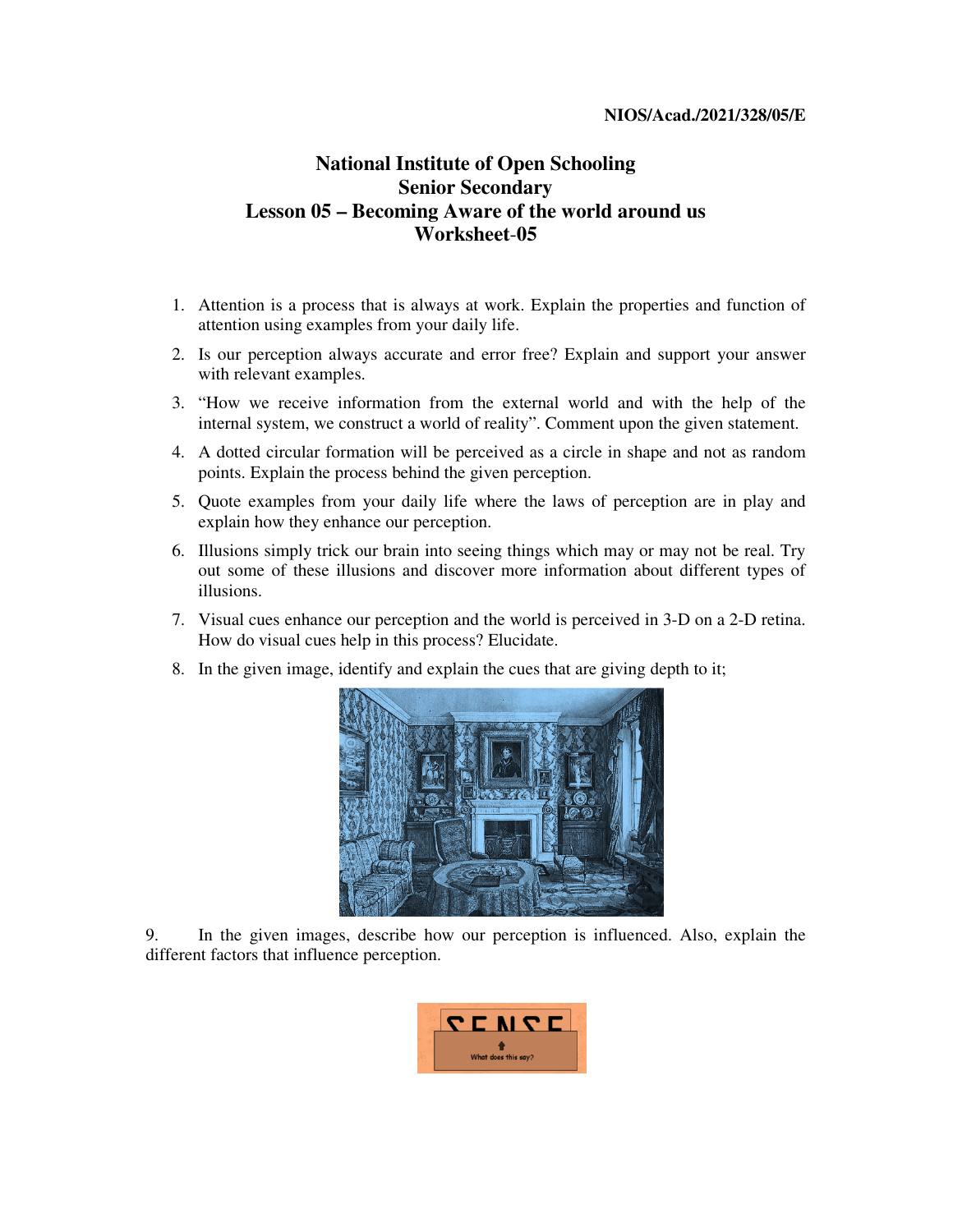NIOS/Acad./2021/328/05/E

# National Institute of Open Schooling
## Senior Secondary
## Lesson 05 – Becoming Aware of the world around us
## Worksheet-05

1. Attention is a process that is always at work. Explain the properties and function of attention using examples from your daily life.
2. Is our perception always accurate and error free? Explain and support your answer with relevant examples.
3. "How we receive information from the external world and with the help of the internal system, we construct a world of reality". Comment upon the given statement.
4. A dotted circular formation will be perceived as a circle in shape and not as random points. Explain the process behind the given perception.
5. Quote examples from your daily life where the laws of perception are in play and explain how they enhance our perception.
6. Illusions simply trick our brain into seeing things which may or may not be real. Try out some of these illusions and discover more information about different types of illusions.
7. Visual cues enhance our perception and the world is perceived in 3-D on a 2-D retina. How do visual cues help in this process? Elucidate.
8. In the given image, identify and explain the cues that are giving depth to it;

9. In the given images, describe how our perception is influenced. Also, explain the different factors that influence perception.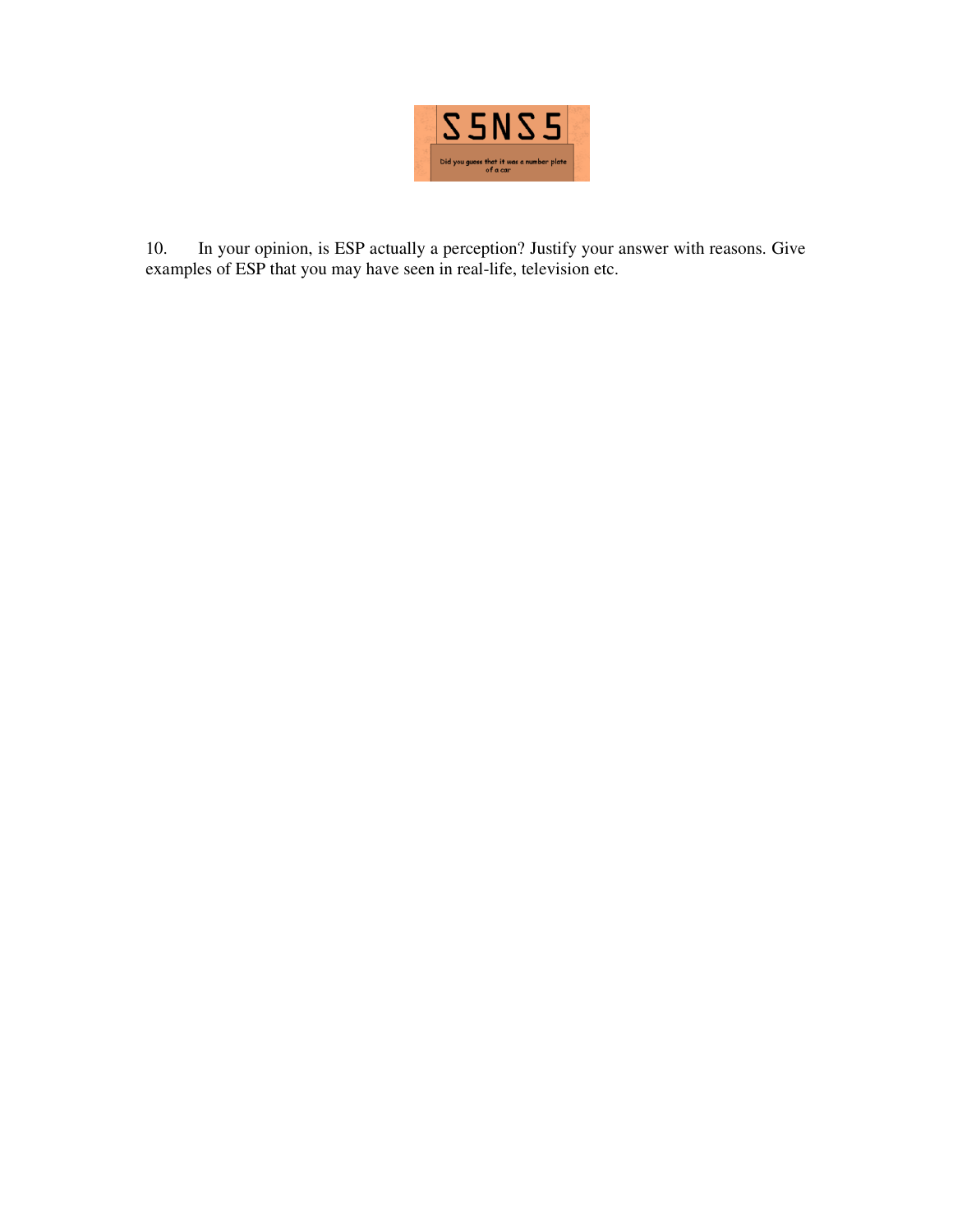S5NS5

Did you guess that it was a number plate of a car

10. In your opinion, is ESP actually a perception? Justify your answer with reasons. Give examples of ESP that you may have seen in real-life, television etc.